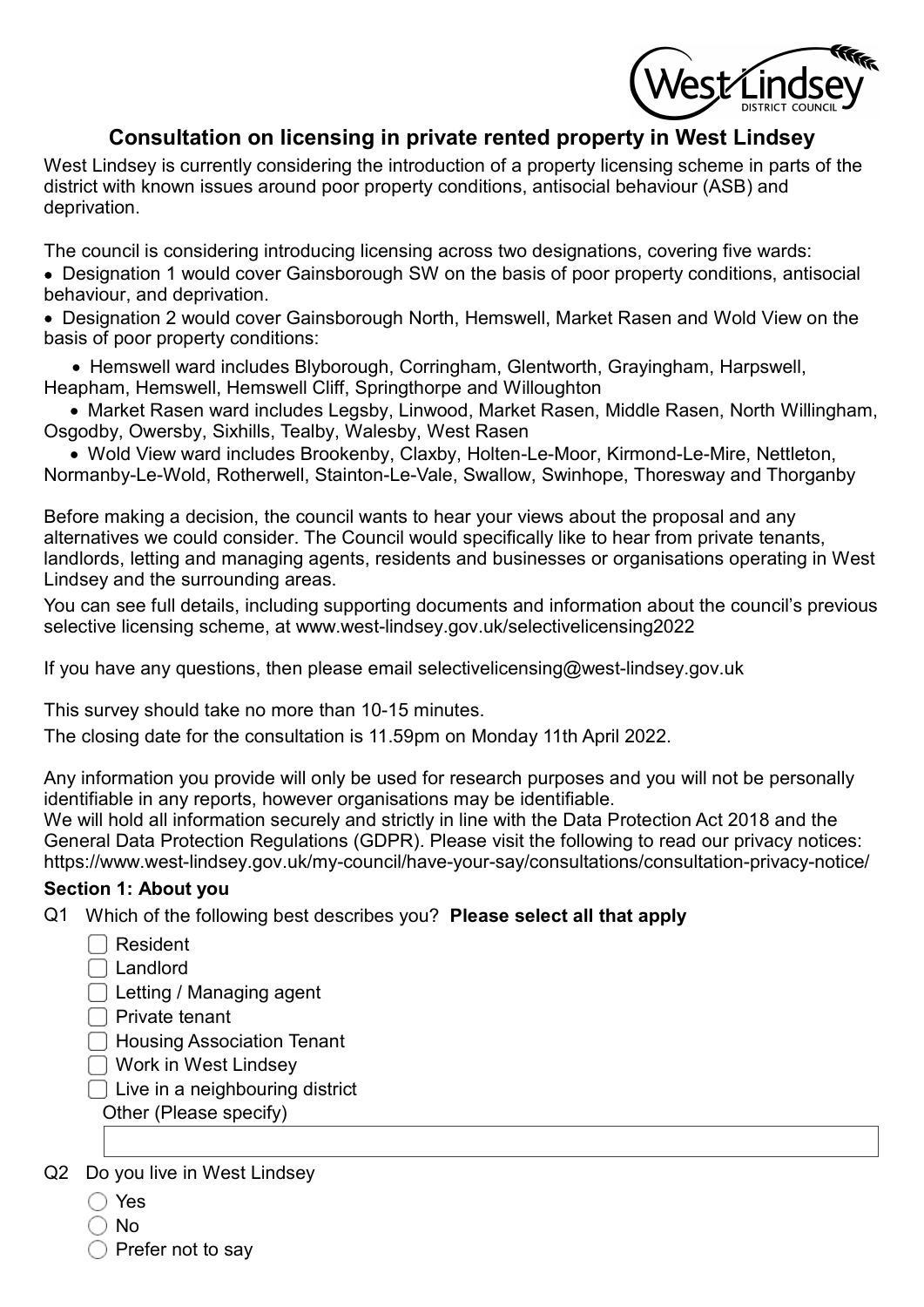# Consultation on licensing in private rented property in West Lindsey

West Lindsey is currently considering the introduction of a property licensing scheme in parts of the district with known issues around poor property conditions, antisocial behaviour (ASB) and deprivation.

The council is considering introducing licensing across two designations, covering five wards:

- Designation 1 would cover Gainsborough SW on the basis of poor property conditions, antisocial behaviour, and deprivation.
- Designation 2 would cover Gainsborough North, Hemswell, Market Rasen and Wold View on the basis of poor property conditions:
  - Hemswell ward includes Blyborough, Corringham, Glentworth, Grayingham, Harpswell, Heapham, Hemswell, Hemswell Cliff, Springthorpe and Willoughton
  - Market Rasen ward includes Legsby, Linwood, Market Rasen, Middle Rasen, North Willingham, Osgodby, Owersby, Sixhills, Tealby, Walesby, West Rasen
  - Wold View ward includes Brookenby, Claxby, Holten-Le-Moor, Kirmond-Le-Mire, Nettleton, Normanby-Le-Wold, Rotherwell, Stainton-Le-Vale, Swallow, Swinhope, Thoresway and Thorganby

Before making a decision, the council wants to hear your views about the proposal and any alternatives we could consider. The Council would specifically like to hear from private tenants, landlords, letting and managing agents, residents and businesses or organisations operating in West Lindsey and the surrounding areas.

You can see full details, including supporting documents and information about the council's previous selective licensing scheme, at www.west-lindsey.gov.uk/selectivelicensing2022

If you have any questions, then please email selectivelicensing@west-lindsey.gov.uk

This survey should take no more than 10-15 minutes.

The closing date for the consultation is 11.59pm on Monday 11th April 2022.

Any information you provide will only be used for research purposes and you will not be personally identifiable in any reports, however organisations may be identifiable.
We will hold all information securely and strictly in line with the Data Protection Act 2018 and the General Data Protection Regulations (GDPR). Please visit the following to read our privacy notices: https://www.west-lindsey.gov.uk/my-council/have-your-say/consultations/consultation-privacy-notice/

## Section 1: About you

Q1 Which of the following best describes you? **Please select all that apply**

- ☐ Resident
- ☐ Landlord
- ☐ Letting / Managing agent
- ☐ Private tenant
- ☐ Housing Association Tenant
- ☐ Work in West Lindsey
- ☐ Live in a neighbouring district

Other (Please specify)

\_\_\_\_\_\_\_\_\_\_\_\_\_\_\_\_\_\_\_\_

Q2 Do you live in West Lindsey

- ◯ Yes
- ◯ No
- ◯ Prefer not to say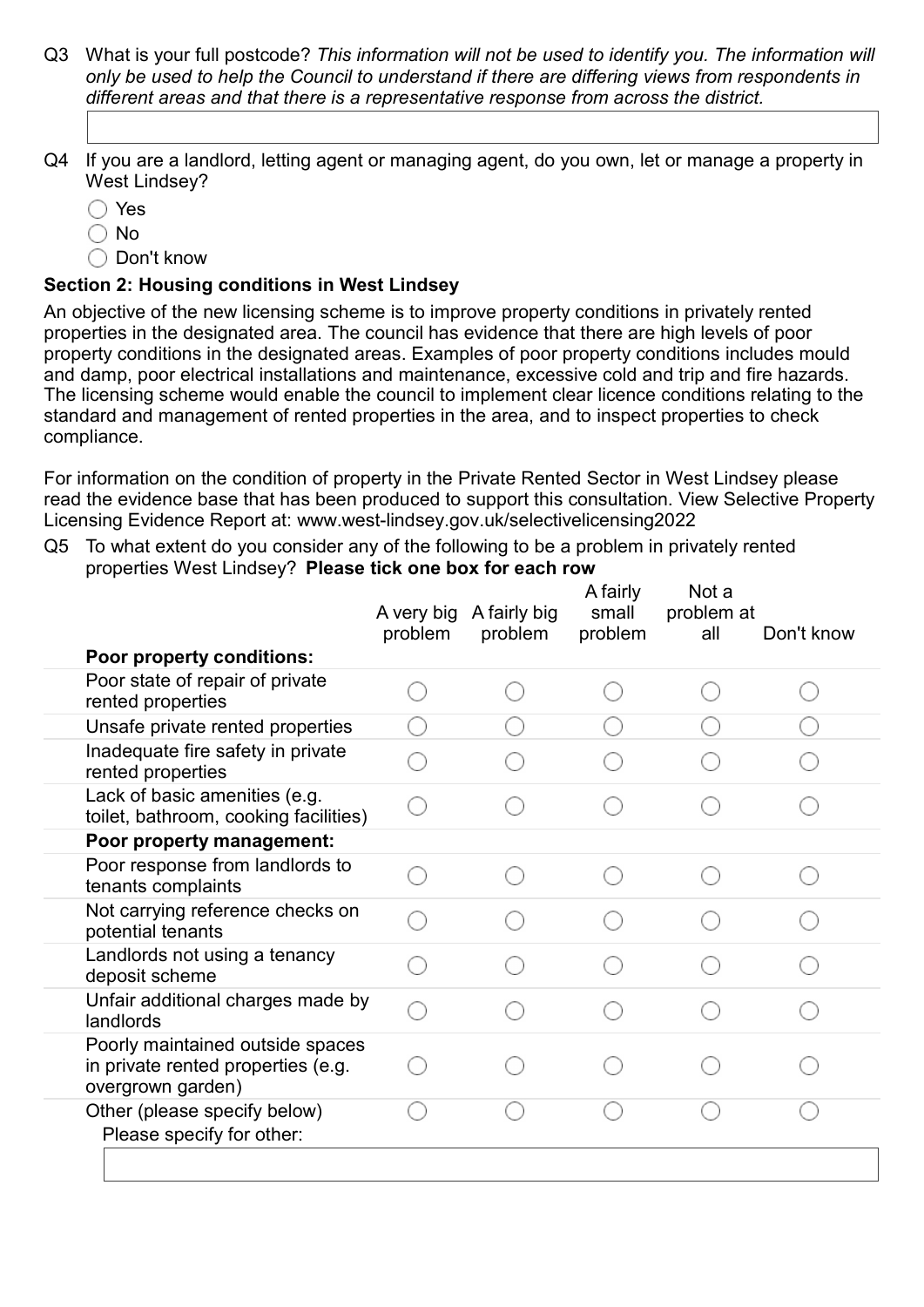Q3 What is your full postcode? *This information will not be used to identify you. The information will only be used to help the Council to understand if there are differing views from respondents in different areas and that there is a representative response from across the district.*

Q4 If you are a landlord, letting agent or managing agent, do you own, let or manage a property in West Lindsey?

- ◯ Yes
- ◯ No
- ◯ Don't know

## Section 2: Housing conditions in West Lindsey

An objective of the new licensing scheme is to improve property conditions in privately rented properties in the designated area. The council has evidence that there are high levels of poor property conditions in the designated areas. Examples of poor property conditions includes mould and damp, poor electrical installations and maintenance, excessive cold and trip and fire hazards. The licensing scheme would enable the council to implement clear licence conditions relating to the standard and management of rented properties in the area, and to inspect properties to check compliance.

For information on the condition of property in the Private Rented Sector in West Lindsey please read the evidence base that has been produced to support this consultation. View Selective Property Licensing Evidence Report at: www.west-lindsey.gov.uk/selectivelicensing2022

Q5 To what extent do you consider any of the following to be a problem in privately rented properties West Lindsey? **Please tick one box for each row**

| | A very big problem | A fairly big problem | A fairly small problem | Not a problem at all | Don't know |
|---|---|---|---|---|---|
| **Poor property conditions:** | | | | | |
| Poor state of repair of private rented properties | ◯ | ◯ | ◯ | ◯ | ◯ |
| Unsafe private rented properties | ◯ | ◯ | ◯ | ◯ | ◯ |
| Inadequate fire safety in private rented properties | ◯ | ◯ | ◯ | ◯ | ◯ |
| Lack of basic amenities (e.g. toilet, bathroom, cooking facilities) | ◯ | ◯ | ◯ | ◯ | ◯ |
| **Poor property management:** | | | | | |
| Poor response from landlords to tenants complaints | ◯ | ◯ | ◯ | ◯ | ◯ |
| Not carrying reference checks on potential tenants | ◯ | ◯ | ◯ | ◯ | ◯ |
| Landlords not using a tenancy deposit scheme | ◯ | ◯ | ◯ | ◯ | ◯ |
| Unfair additional charges made by landlords | ◯ | ◯ | ◯ | ◯ | ◯ |
| Poorly maintained outside spaces in private rented properties (e.g. overgrown garden) | ◯ | ◯ | ◯ | ◯ | ◯ |
| Other (please specify below) | ◯ | ◯ | ◯ | ◯ | ◯ |

Please specify for other: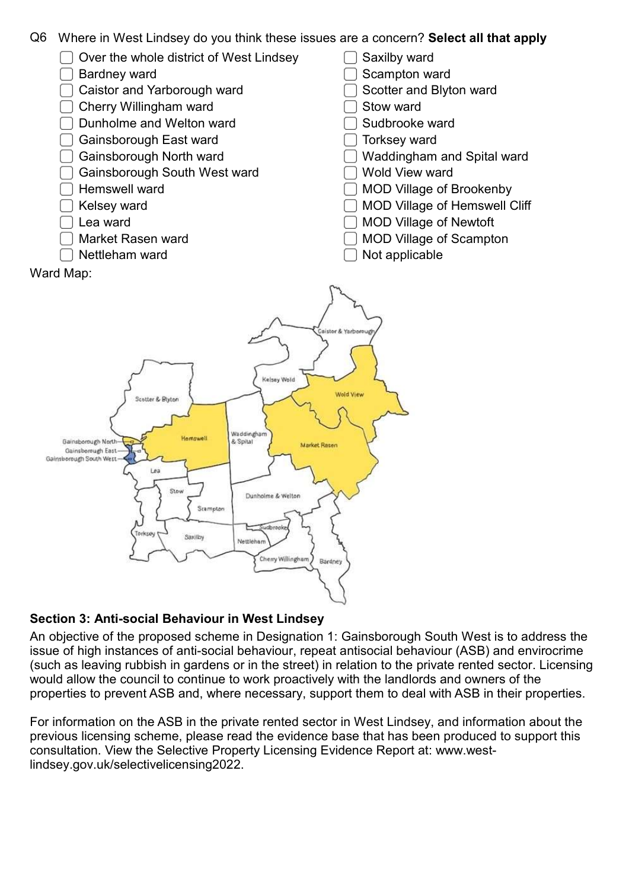Q6 Where in West Lindsey do you think these issues are a concern? **Select all that apply**

- [ ] Over the whole district of West Lindsey
- [ ] Bardney ward
- [ ] Caistor and Yarborough ward
- [ ] Cherry Willingham ward
- [ ] Dunholme and Welton ward
- [ ] Gainsborough East ward
- [ ] Gainsborough North ward
- [ ] Gainsborough South West ward
- [ ] Hemswell ward
- [ ] Kelsey ward
- [ ] Lea ward
- [ ] Market Rasen ward
- [ ] Nettleham ward
- [ ] Saxilby ward
- [ ] Scampton ward
- [ ] Scotter and Blyton ward
- [ ] Stow ward
- [ ] Sudbrooke ward
- [ ] Torksey ward
- [ ] Waddingham and Spital ward
- [ ] Wold View ward
- [ ] MOD Village of Brookenby
- [ ] MOD Village of Hemswell Cliff
- [ ] MOD Village of Newtoft
- [ ] MOD Village of Scampton
- [ ] Not applicable

Ward Map:

### Section 3: Anti-social Behaviour in West Lindsey

An objective of the proposed scheme in Designation 1: Gainsborough South West is to address the issue of high instances of anti-social behaviour, repeat antisocial behaviour (ASB) and envirocrime (such as leaving rubbish in gardens or in the street) in relation to the private rented sector. Licensing would allow the council to continue to work proactively with the landlords and owners of the properties to prevent ASB and, where necessary, support them to deal with ASB in their properties.

For information on the ASB in the private rented sector in West Lindsey, and information about the previous licensing scheme, please read the evidence base that has been produced to support this consultation. View the Selective Property Licensing Evidence Report at: www.west-lindsey.gov.uk/selectivelicensing2022.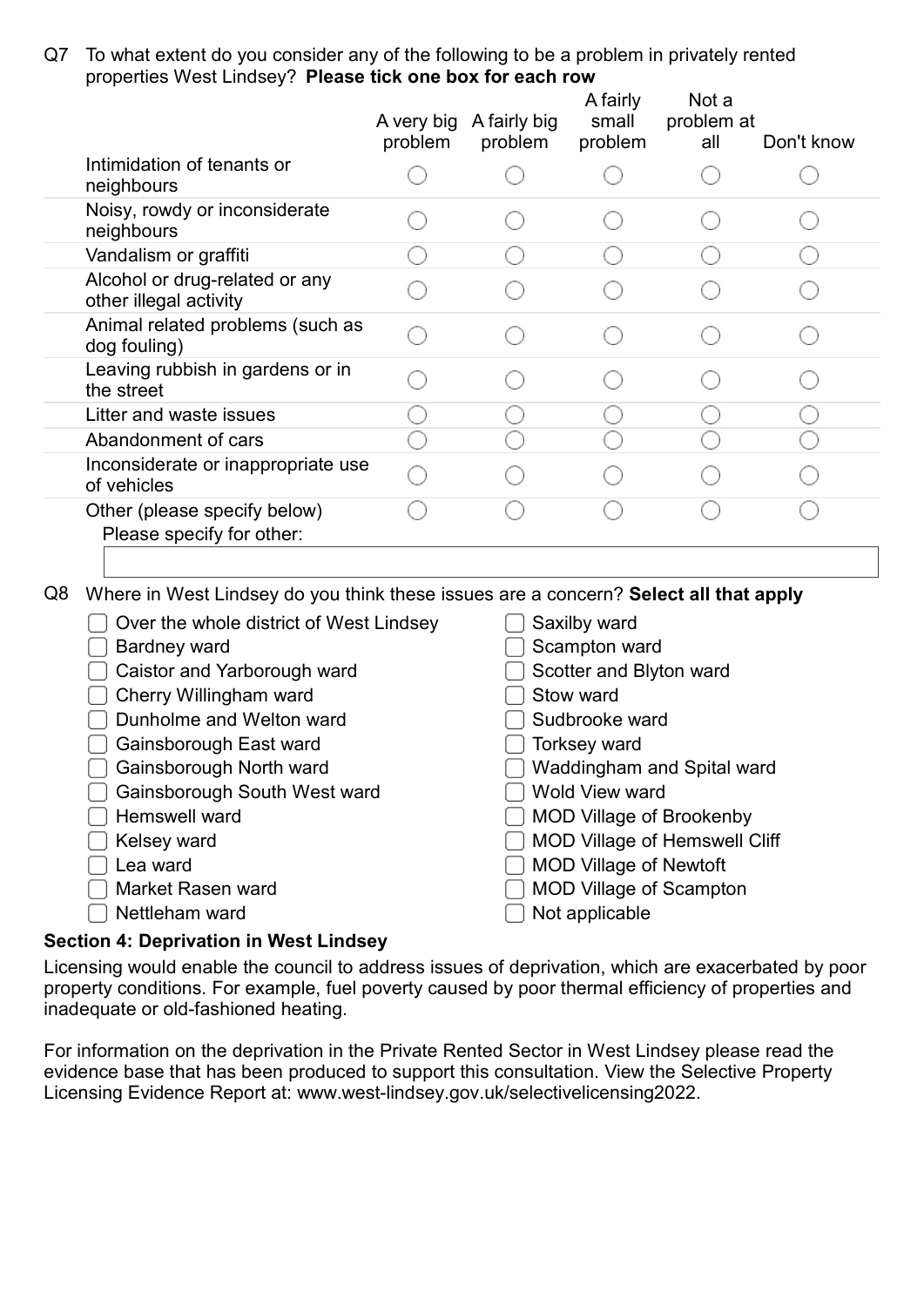Q7 To what extent do you consider any of the following to be a problem in privately rented properties West Lindsey? **Please tick one box for each row**

| | A very big problem | A fairly big problem | A fairly small problem | Not a problem at all | Don't know |
|---|---|---|---|---|---|
| Intimidation of tenants or neighbours | ◯ | ◯ | ◯ | ◯ | ◯ |
| Noisy, rowdy or inconsiderate neighbours | ◯ | ◯ | ◯ | ◯ | ◯ |
| Vandalism or graffiti | ◯ | ◯ | ◯ | ◯ | ◯ |
| Alcohol or drug-related or any other illegal activity | ◯ | ◯ | ◯ | ◯ | ◯ |
| Animal related problems (such as dog fouling) | ◯ | ◯ | ◯ | ◯ | ◯ |
| Leaving rubbish in gardens or in the street | ◯ | ◯ | ◯ | ◯ | ◯ |
| Litter and waste issues | ◯ | ◯ | ◯ | ◯ | ◯ |
| Abandonment of cars | ◯ | ◯ | ◯ | ◯ | ◯ |
| Inconsiderate or inappropriate use of vehicles | ◯ | ◯ | ◯ | ◯ | ◯ |
| Other (please specify below) | ◯ | ◯ | ◯ | ◯ | ◯ |

Please specify for other:

Q8 Where in West Lindsey do you think these issues are a concern? **Select all that apply**

- ☐ Over the whole district of West Lindsey
- ☐ Bardney ward
- ☐ Caistor and Yarborough ward
- ☐ Cherry Willingham ward
- ☐ Dunholme and Welton ward
- ☐ Gainsborough East ward
- ☐ Gainsborough North ward
- ☐ Gainsborough South West ward
- ☐ Hemswell ward
- ☐ Kelsey ward
- ☐ Lea ward
- ☐ Market Rasen ward
- ☐ Nettleham ward
- ☐ Saxilby ward
- ☐ Scampton ward
- ☐ Scotter and Blyton ward
- ☐ Stow ward
- ☐ Sudbrooke ward
- ☐ Torksey ward
- ☐ Waddingham and Spital ward
- ☐ Wold View ward
- ☐ MOD Village of Brookenby
- ☐ MOD Village of Hemswell Cliff
- ☐ MOD Village of Newtoft
- ☐ MOD Village of Scampton
- ☐ Not applicable

## Section 4: Deprivation in West Lindsey

Licensing would enable the council to address issues of deprivation, which are exacerbated by poor property conditions. For example, fuel poverty caused by poor thermal efficiency of properties and inadequate or old-fashioned heating.

For information on the deprivation in the Private Rented Sector in West Lindsey please read the evidence base that has been produced to support this consultation. View the Selective Property Licensing Evidence Report at: www.west-lindsey.gov.uk/selectivelicensing2022.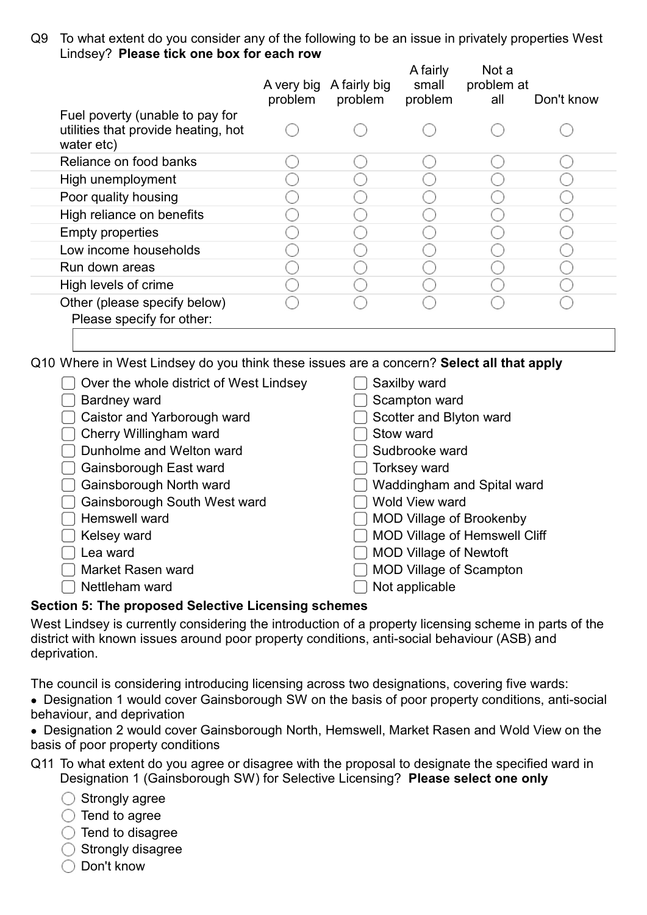Q9 To what extent do you consider any of the following to be an issue in privately properties West Lindsey? **Please tick one box for each row**

| | A very big problem | A fairly big problem | A fairly small problem | Not a problem at all | Don't know |
|---|---|---|---|---|---|
| Fuel poverty (unable to pay for utilities that provide heating, hot water etc) | ○ | ○ | ○ | ○ | ○ |
| Reliance on food banks | ○ | ○ | ○ | ○ | ○ |
| High unemployment | ○ | ○ | ○ | ○ | ○ |
| Poor quality housing | ○ | ○ | ○ | ○ | ○ |
| High reliance on benefits | ○ | ○ | ○ | ○ | ○ |
| Empty properties | ○ | ○ | ○ | ○ | ○ |
| Low income households | ○ | ○ | ○ | ○ | ○ |
| Run down areas | ○ | ○ | ○ | ○ | ○ |
| High levels of crime | ○ | ○ | ○ | ○ | ○ |
| Other (please specify below) | ○ | ○ | ○ | ○ | ○ |

Please specify for other:

Q10 Where in West Lindsey do you think these issues are a concern? **Select all that apply**

- ☐ Over the whole district of West Lindsey
- ☐ Bardney ward
- ☐ Caistor and Yarborough ward
- ☐ Cherry Willingham ward
- ☐ Dunholme and Welton ward
- ☐ Gainsborough East ward
- ☐ Gainsborough North ward
- ☐ Gainsborough South West ward
- ☐ Hemswell ward
- ☐ Kelsey ward
- ☐ Lea ward
- ☐ Market Rasen ward
- ☐ Nettleham ward
- ☐ Saxilby ward
- ☐ Scampton ward
- ☐ Scotter and Blyton ward
- ☐ Stow ward
- ☐ Sudbrooke ward
- ☐ Torksey ward
- ☐ Waddingham and Spital ward
- ☐ Wold View ward
- ☐ MOD Village of Brookenby
- ☐ MOD Village of Hemswell Cliff
- ☐ MOD Village of Newtoft
- ☐ MOD Village of Scampton
- ☐ Not applicable

## Section 5: The proposed Selective Licensing schemes

West Lindsey is currently considering the introduction of a property licensing scheme in parts of the district with known issues around poor property conditions, anti-social behaviour (ASB) and deprivation.

The council is considering introducing licensing across two designations, covering five wards:

- Designation 1 would cover Gainsborough SW on the basis of poor property conditions, anti-social behaviour, and deprivation
- Designation 2 would cover Gainsborough North, Hemswell, Market Rasen and Wold View on the basis of poor property conditions

Q11 To what extent do you agree or disagree with the proposal to designate the specified ward in Designation 1 (Gainsborough SW) for Selective Licensing? **Please select one only**

- ○ Strongly agree
- ○ Tend to agree
- ○ Tend to disagree
- ○ Strongly disagree
- ○ Don't know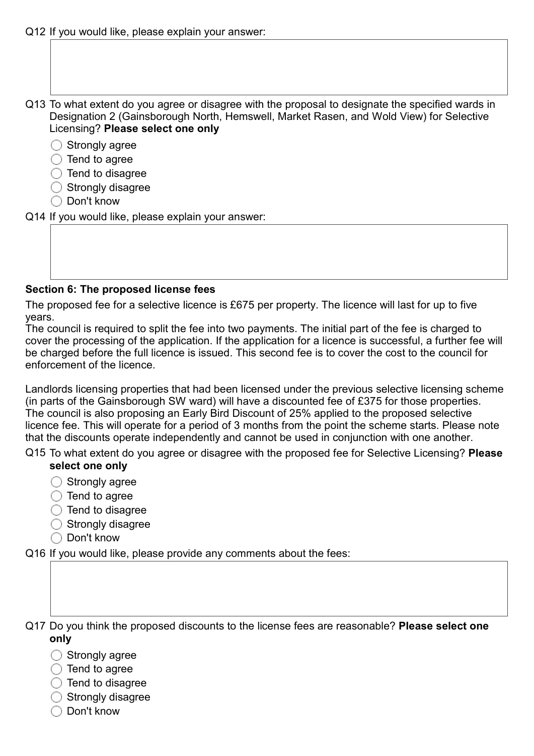Q12 If you would like, please explain your answer:

Q13 To what extent do you agree or disagree with the proposal to designate the specified wards in Designation 2 (Gainsborough North, Hemswell, Market Rasen, and Wold View) for Selective Licensing? **Please select one only**

- ◯ Strongly agree
- ◯ Tend to agree
- ◯ Tend to disagree
- ◯ Strongly disagree
- ◯ Don't know

Q14 If you would like, please explain your answer:

**Section 6: The proposed license fees**

The proposed fee for a selective licence is £675 per property. The licence will last for up to five years.
The council is required to split the fee into two payments. The initial part of the fee is charged to cover the processing of the application. If the application for a licence is successful, a further fee will be charged before the full licence is issued. This second fee is to cover the cost to the council for enforcement of the licence.

Landlords licensing properties that had been licensed under the previous selective licensing scheme (in parts of the Gainsborough SW ward) will have a discounted fee of £375 for those properties. The council is also proposing an Early Bird Discount of 25% applied to the proposed selective licence fee. This will operate for a period of 3 months from the point the scheme starts. Please note that the discounts operate independently and cannot be used in conjunction with one another.

Q15 To what extent do you agree or disagree with the proposed fee for Selective Licensing? **Please select one only**

- ◯ Strongly agree
- ◯ Tend to agree
- ◯ Tend to disagree
- ◯ Strongly disagree
- ◯ Don't know

Q16 If you would like, please provide any comments about the fees:

Q17 Do you think the proposed discounts to the license fees are reasonable? **Please select one only**

- ◯ Strongly agree
- ◯ Tend to agree
- ◯ Tend to disagree
- ◯ Strongly disagree
- ◯ Don't know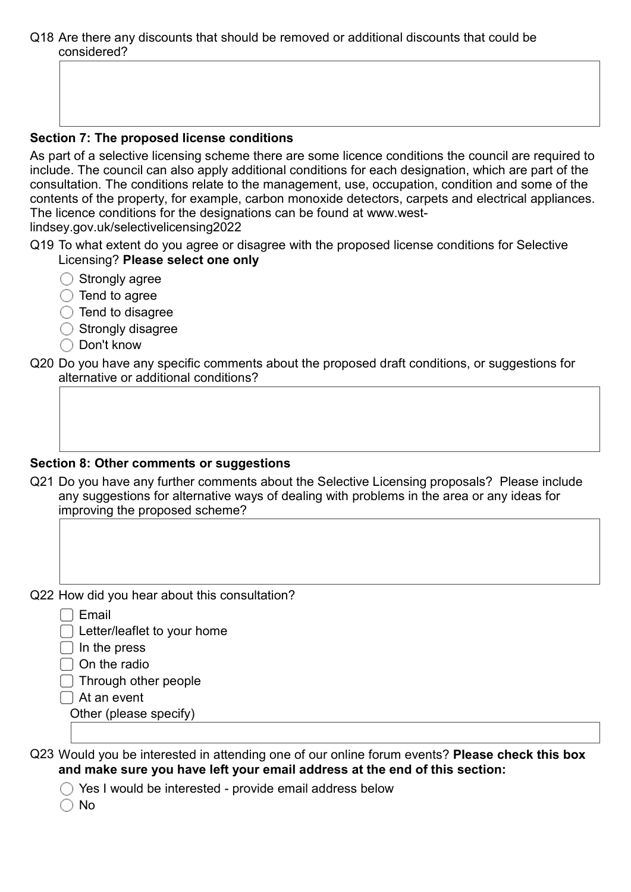Q18 Are there any discounts that should be removed or additional discounts that could be considered?

## Section 7: The proposed license conditions

As part of a selective licensing scheme there are some licence conditions the council are required to include. The council can also apply additional conditions for each designation, which are part of the consultation. The conditions relate to the management, use, occupation, condition and some of the contents of the property, for example, carbon monoxide detectors, carpets and electrical appliances. The licence conditions for the designations can be found at www.west-lindsey.gov.uk/selectivelicensing2022

Q19 To what extent do you agree or disagree with the proposed license conditions for Selective Licensing? **Please select one only**

- ◯ Strongly agree
- ◯ Tend to agree
- ◯ Tend to disagree
- ◯ Strongly disagree
- ◯ Don't know

Q20 Do you have any specific comments about the proposed draft conditions, or suggestions for alternative or additional conditions?

## Section 8: Other comments or suggestions

Q21 Do you have any further comments about the Selective Licensing proposals? Please include any suggestions for alternative ways of dealing with problems in the area or any ideas for improving the proposed scheme?

Q22 How did you hear about this consultation?

- ☐ Email
- ☐ Letter/leaflet to your home
- ☐ In the press
- ☐ On the radio
- ☐ Through other people
- ☐ At an event

Other (please specify)

Q23 Would you be interested in attending one of our online forum events? **Please check this box and make sure you have left your email address at the end of this section:**

- ◯ Yes I would be interested - provide email address below
- ◯ No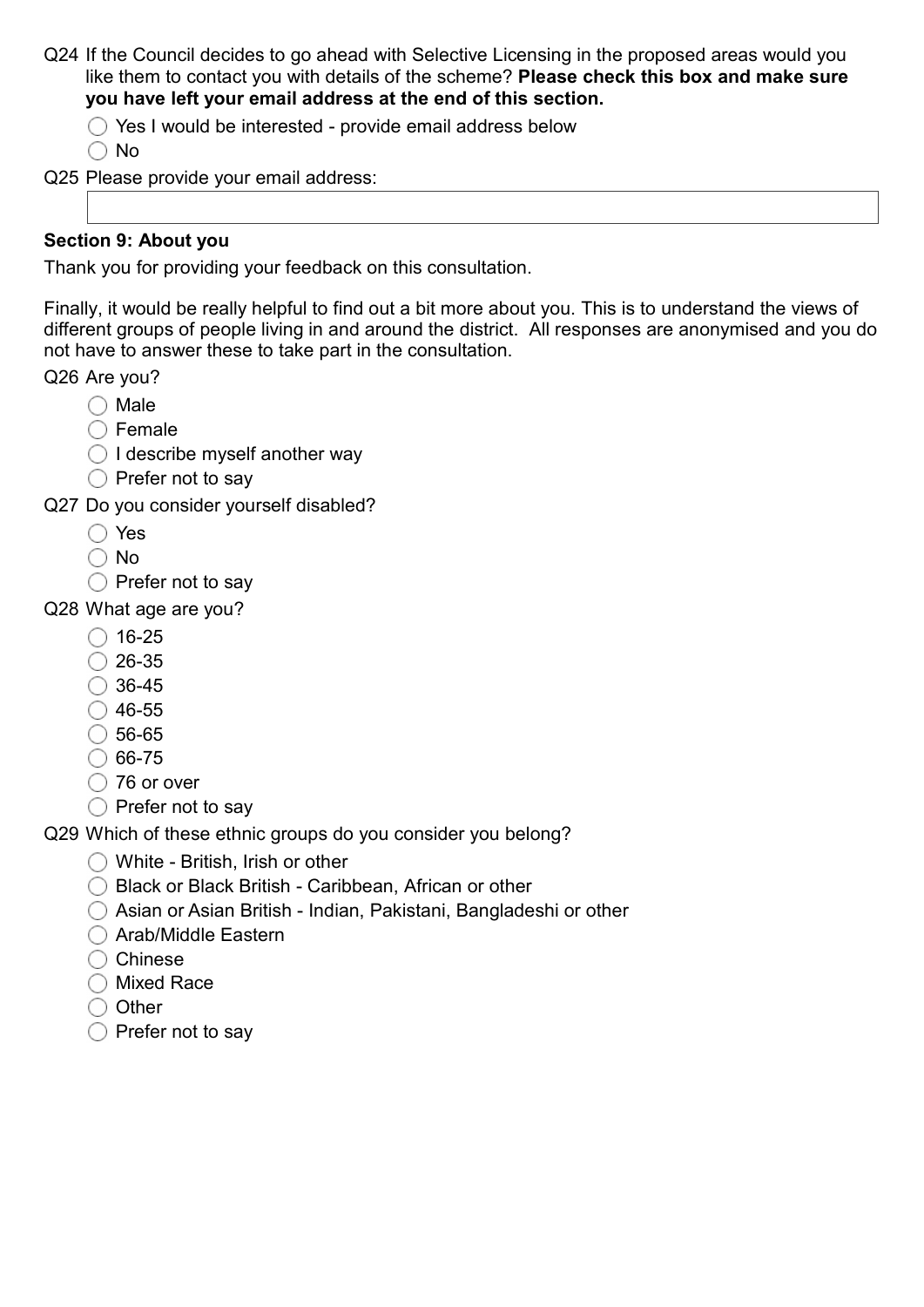Q24 If the Council decides to go ahead with Selective Licensing in the proposed areas would you like them to contact you with details of the scheme? **Please check this box and make sure you have left your email address at the end of this section.**

- ◯ Yes I would be interested - provide email address below
- ◯ No

Q25 Please provide your email address:

| |
|---|
| |

**Section 9: About you**

Thank you for providing your feedback on this consultation.

Finally, it would be really helpful to find out a bit more about you. This is to understand the views of different groups of people living in and around the district. All responses are anonymised and you do not have to answer these to take part in the consultation.

Q26 Are you?

- ◯ Male
- ◯ Female
- ◯ I describe myself another way
- ◯ Prefer not to say

Q27 Do you consider yourself disabled?

- ◯ Yes
- ◯ No
- ◯ Prefer not to say

Q28 What age are you?

- ◯ 16-25
- ◯ 26-35
- ◯ 36-45
- ◯ 46-55
- ◯ 56-65
- ◯ 66-75
- ◯ 76 or over
- ◯ Prefer not to say

Q29 Which of these ethnic groups do you consider you belong?

- ◯ White - British, Irish or other
- ◯ Black or Black British - Caribbean, African or other
- ◯ Asian or Asian British - Indian, Pakistani, Bangladeshi or other
- ◯ Arab/Middle Eastern
- ◯ Chinese
- ◯ Mixed Race
- ◯ Other
- ◯ Prefer not to say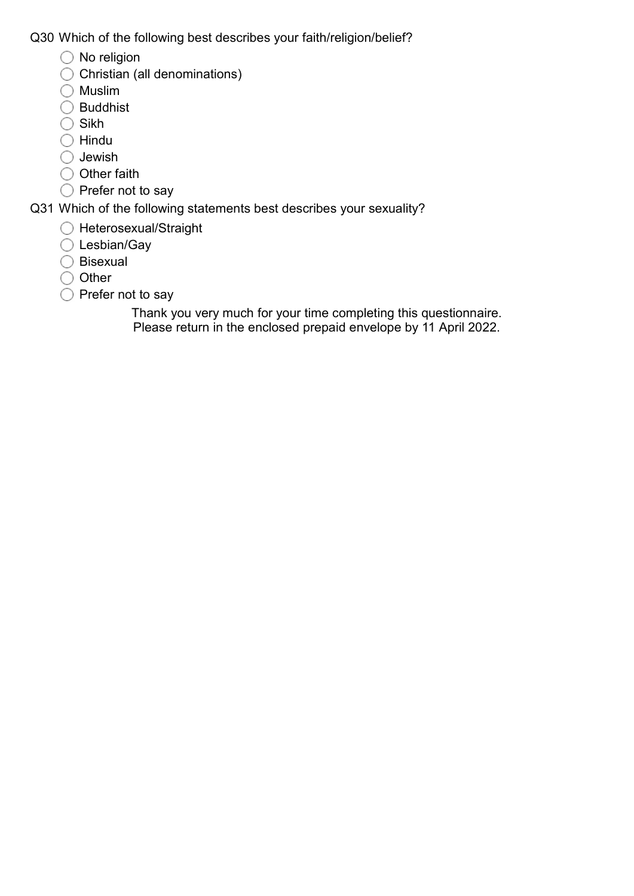Q30 Which of the following best describes your faith/religion/belief?

- ◯ No religion
- ◯ Christian (all denominations)
- ◯ Muslim
- ◯ Buddhist
- ◯ Sikh
- ◯ Hindu
- ◯ Jewish
- ◯ Other faith
- ◯ Prefer not to say

Q31 Which of the following statements best describes your sexuality?

- ◯ Heterosexual/Straight
- ◯ Lesbian/Gay
- ◯ Bisexual
- ◯ Other
- ◯ Prefer not to say

Thank you very much for your time completing this questionnaire.
Please return in the enclosed prepaid envelope by 11 April 2022.